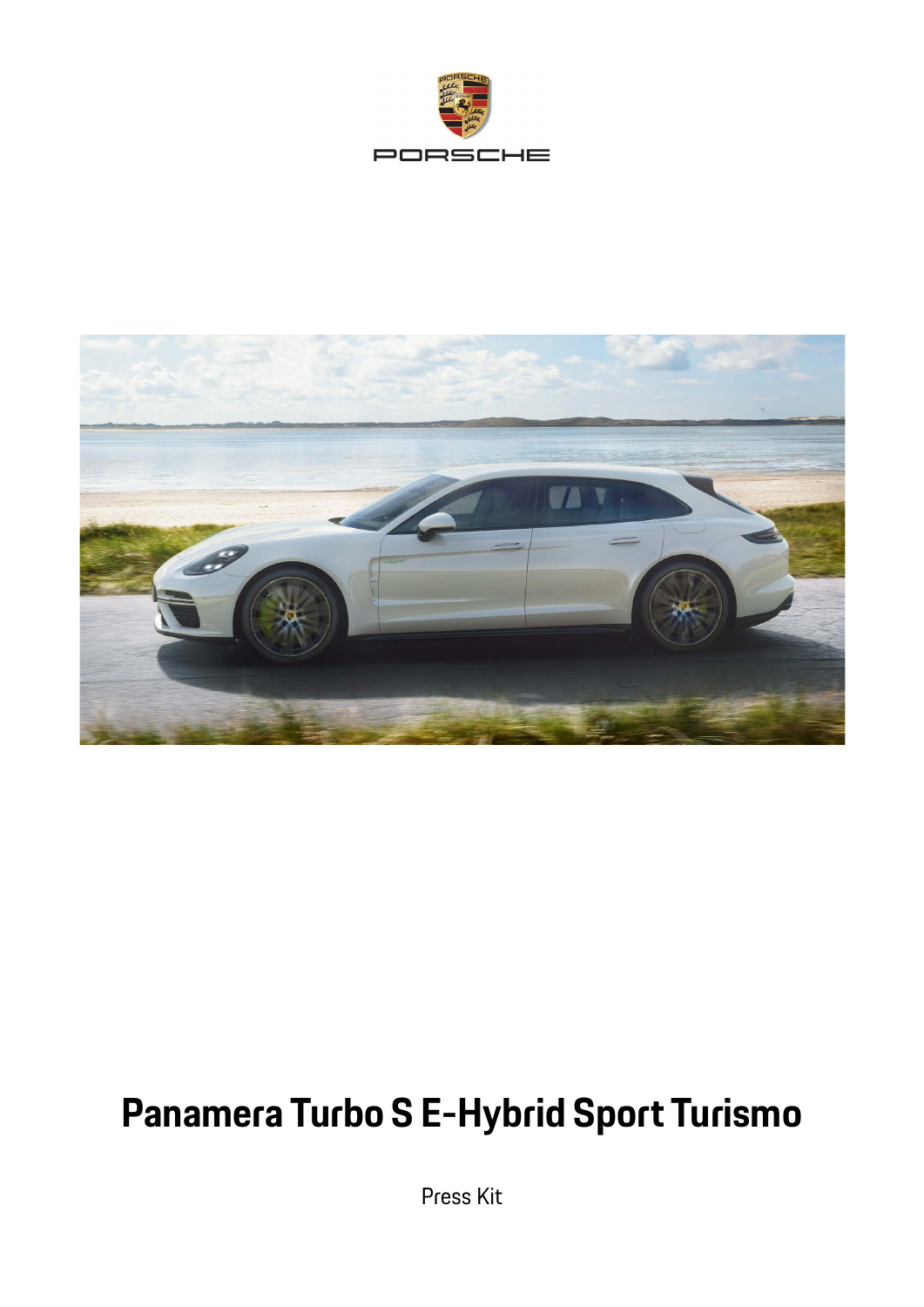# Panamera Turbo S E-Hybrid Sport Turismo

Press Kit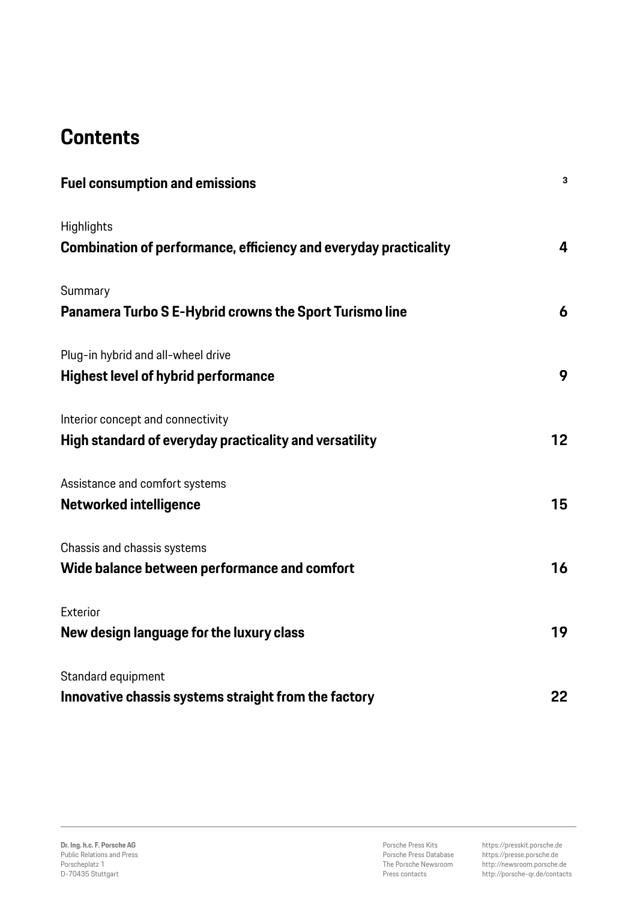# Contents

**Fuel consumption and emissions** 3

Highlights
**Combination of performance, efficiency and everyday practicality** 4

Summary
**Panamera Turbo S E-Hybrid crowns the Sport Turismo line** 6

Plug-in hybrid and all-wheel drive
**Highest level of hybrid performance** 9

Interior concept and connectivity
**High standard of everyday practicality and versatility** 12

Assistance and comfort systems
**Networked intelligence** 15

Chassis and chassis systems
**Wide balance between performance and comfort** 16

Exterior
**New design language for the luxury class** 19

Standard equipment
**Innovative chassis systems straight from the factory** 22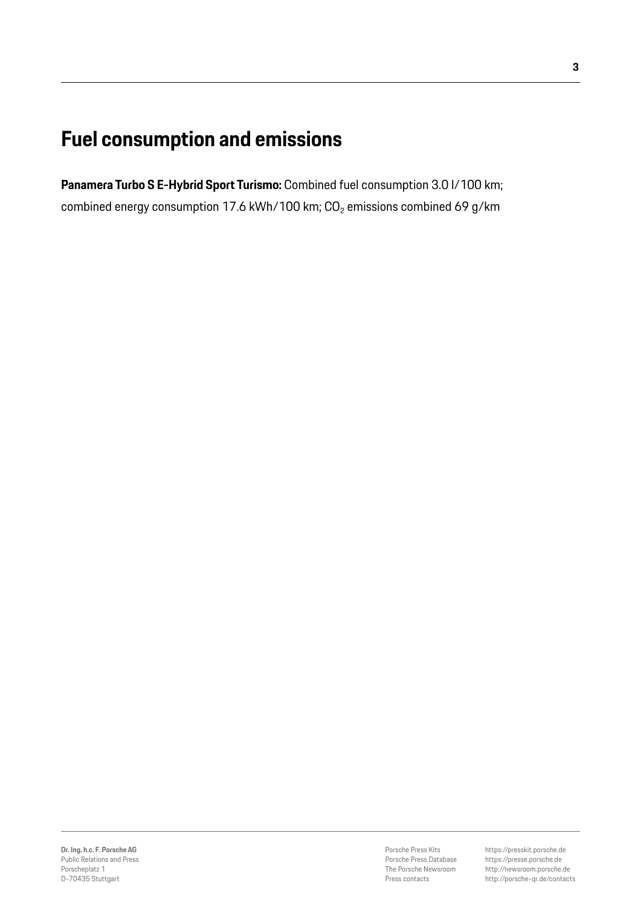# Fuel consumption and emissions

**Panamera Turbo S E-Hybrid Sport Turismo:** Combined fuel consumption 3.0 l/100 km; combined energy consumption 17.6 kWh/100 km; $CO_2$ emissions combined 69 g/km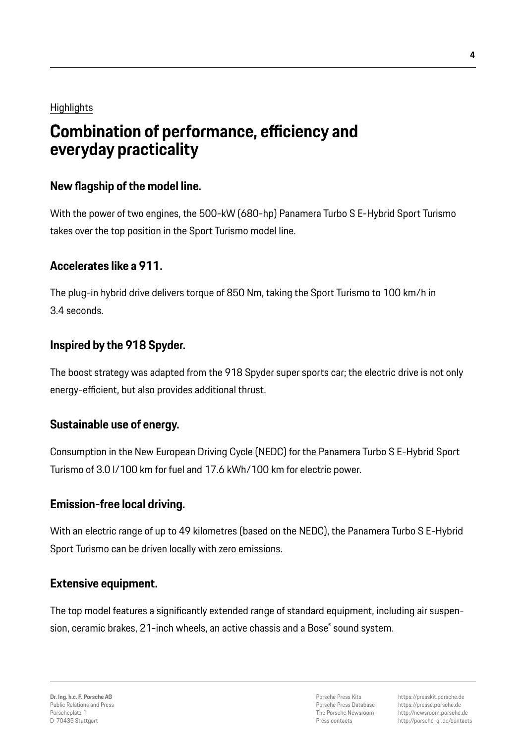Highlights

# Combination of performance, efficiency and everyday practicality

## New flagship of the model line.

With the power of two engines, the 500-kW (680-hp) Panamera Turbo S E-Hybrid Sport Turismo takes over the top position in the Sport Turismo model line.

## Accelerates like a 911.

The plug-in hybrid drive delivers torque of 850 Nm, taking the Sport Turismo to 100 km/h in 3.4 seconds.

## Inspired by the 918 Spyder.

The boost strategy was adapted from the 918 Spyder super sports car; the electric drive is not only energy-efficient, but also provides additional thrust.

## Sustainable use of energy.

Consumption in the New European Driving Cycle (NEDC) for the Panamera Turbo S E-Hybrid Sport Turismo of 3.0 l/100 km for fuel and 17.6 kWh/100 km for electric power.

## Emission-free local driving.

With an electric range of up to 49 kilometres (based on the NEDC), the Panamera Turbo S E-Hybrid Sport Turismo can be driven locally with zero emissions.

## Extensive equipment.

The top model features a significantly extended range of standard equipment, including air suspension, ceramic brakes, 21-inch wheels, an active chassis and a Bose® sound system.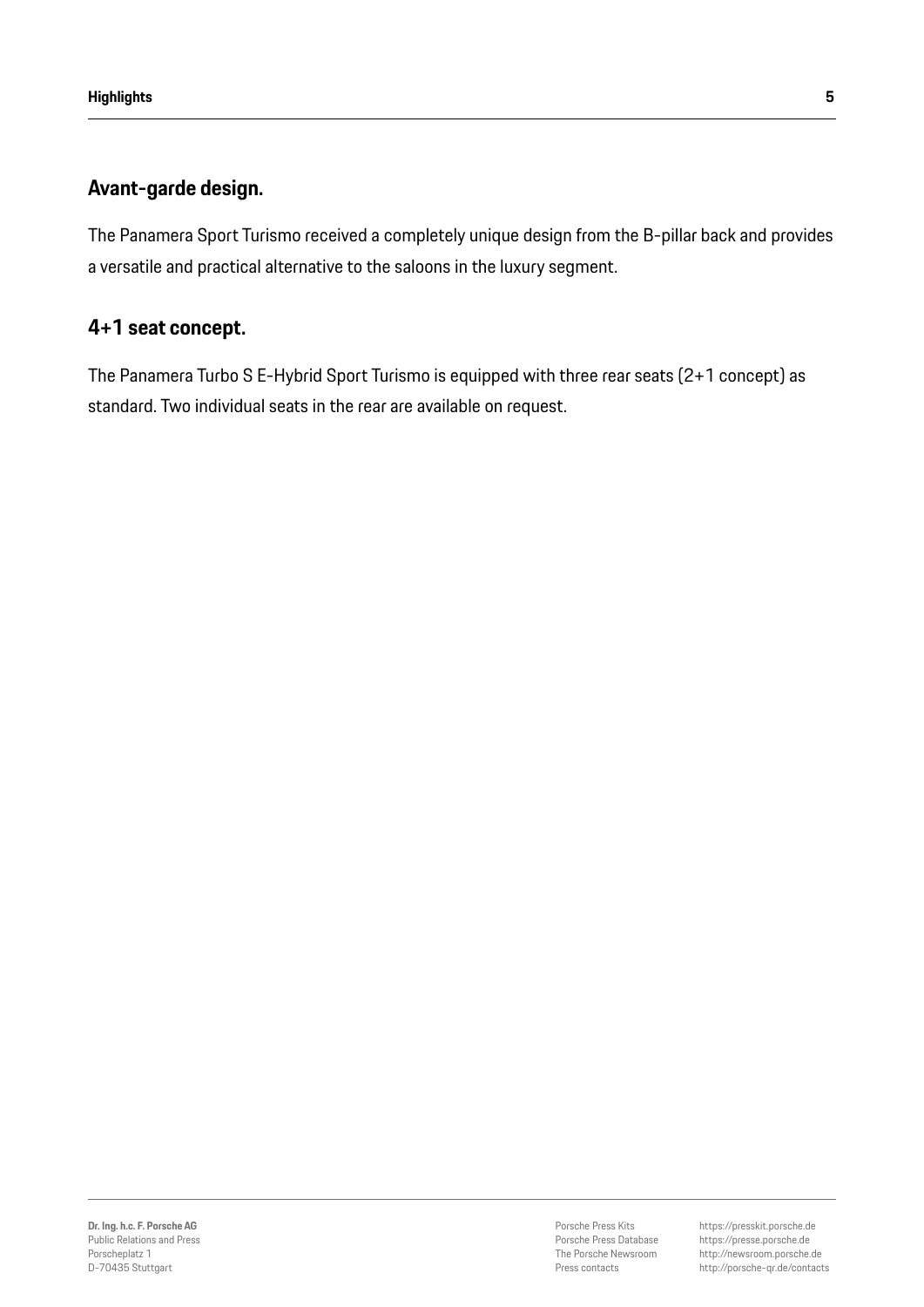## Avant-garde design.

The Panamera Sport Turismo received a completely unique design from the B-pillar back and provides a versatile and practical alternative to the saloons in the luxury segment.

## 4+1 seat concept.

The Panamera Turbo S E-Hybrid Sport Turismo is equipped with three rear seats (2+1 concept) as standard. Two individual seats in the rear are available on request.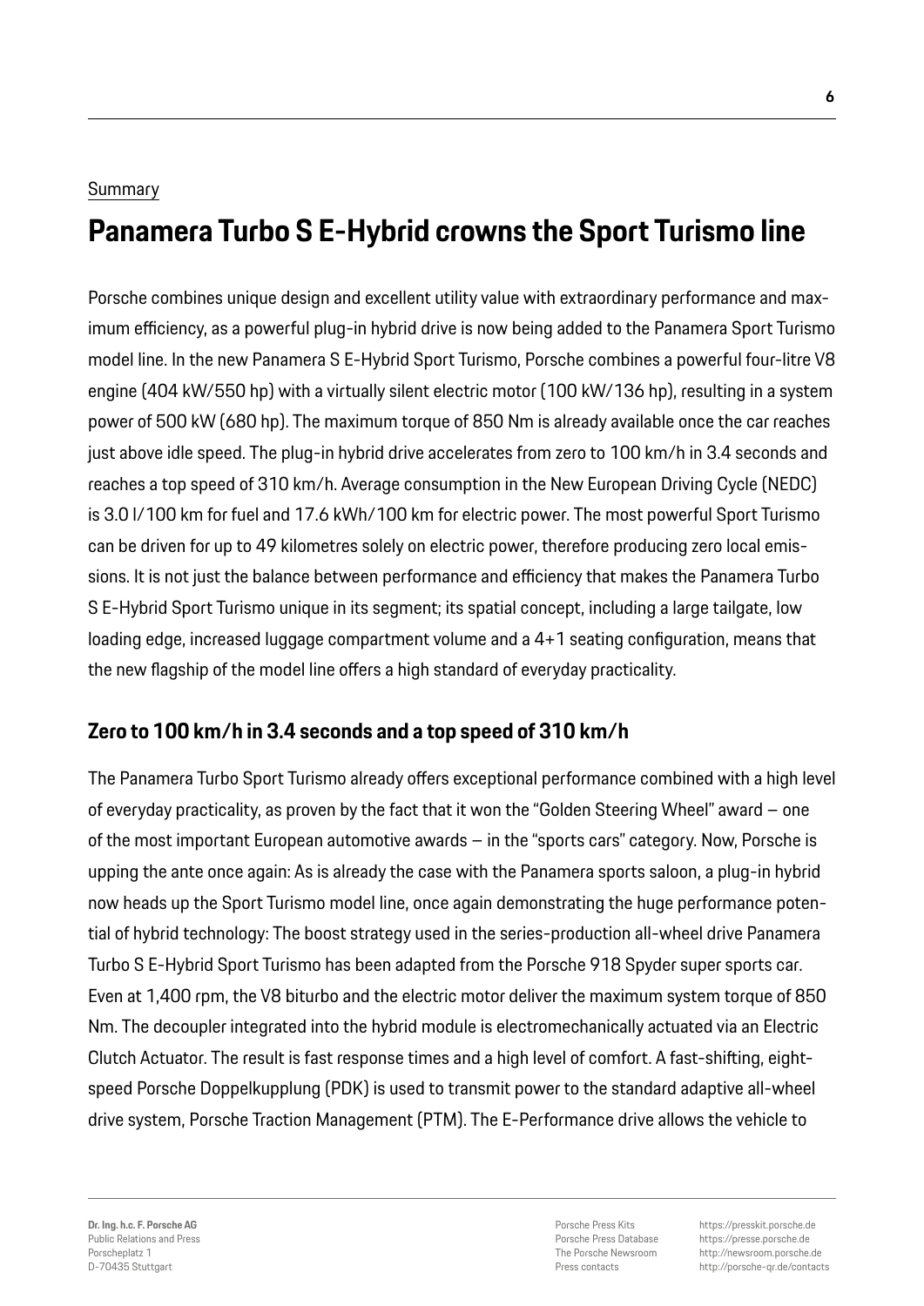Summary

# Panamera Turbo S E-Hybrid crowns the Sport Turismo line

Porsche combines unique design and excellent utility value with extraordinary performance and maximum efficiency, as a powerful plug-in hybrid drive is now being added to the Panamera Sport Turismo model line. In the new Panamera S E-Hybrid Sport Turismo, Porsche combines a powerful four-litre V8 engine (404 kW/550 hp) with a virtually silent electric motor (100 kW/136 hp), resulting in a system power of 500 kW (680 hp). The maximum torque of 850 Nm is already available once the car reaches just above idle speed. The plug-in hybrid drive accelerates from zero to 100 km/h in 3.4 seconds and reaches a top speed of 310 km/h. Average consumption in the New European Driving Cycle (NEDC) is 3.0 l/100 km for fuel and 17.6 kWh/100 km for electric power. The most powerful Sport Turismo can be driven for up to 49 kilometres solely on electric power, therefore producing zero local emissions. It is not just the balance between performance and efficiency that makes the Panamera Turbo S E-Hybrid Sport Turismo unique in its segment; its spatial concept, including a large tailgate, low loading edge, increased luggage compartment volume and a 4+1 seating configuration, means that the new flagship of the model line offers a high standard of everyday practicality.

## Zero to 100 km/h in 3.4 seconds and a top speed of 310 km/h

The Panamera Turbo Sport Turismo already offers exceptional performance combined with a high level of everyday practicality, as proven by the fact that it won the "Golden Steering Wheel" award – one of the most important European automotive awards – in the "sports cars" category. Now, Porsche is upping the ante once again: As is already the case with the Panamera sports saloon, a plug-in hybrid now heads up the Sport Turismo model line, once again demonstrating the huge performance potential of hybrid technology: The boost strategy used in the series-production all-wheel drive Panamera Turbo S E-Hybrid Sport Turismo has been adapted from the Porsche 918 Spyder super sports car. Even at 1,400 rpm, the V8 biturbo and the electric motor deliver the maximum system torque of 850 Nm. The decoupler integrated into the hybrid module is electromechanically actuated via an Electric Clutch Actuator. The result is fast response times and a high level of comfort. A fast-shifting, eight-speed Porsche Doppelkupplung (PDK) is used to transmit power to the standard adaptive all-wheel drive system, Porsche Traction Management (PTM). The E-Performance drive allows the vehicle to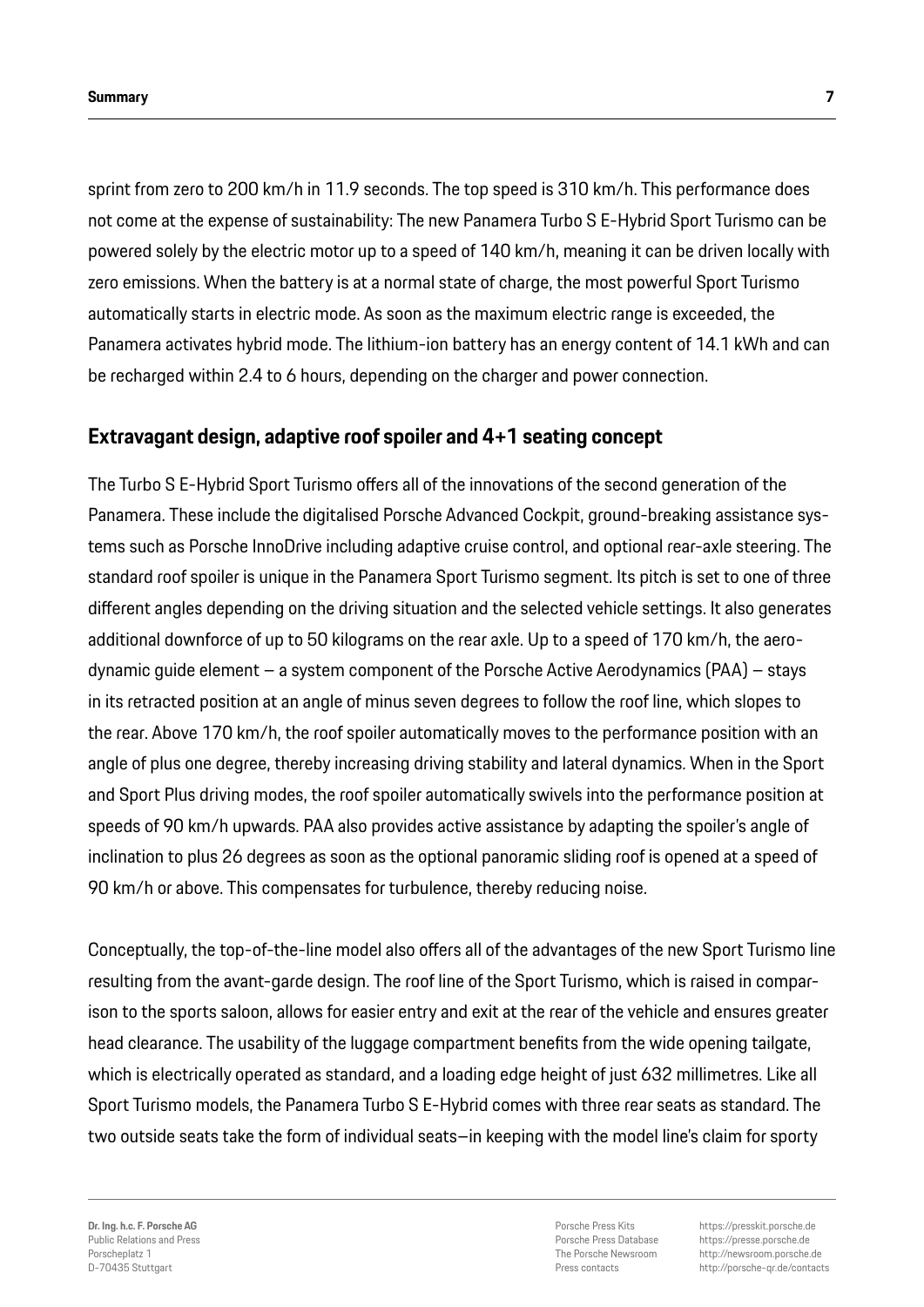sprint from zero to 200 km/h in 11.9 seconds. The top speed is 310 km/h. This performance does not come at the expense of sustainability: The new Panamera Turbo S E-Hybrid Sport Turismo can be powered solely by the electric motor up to a speed of 140 km/h, meaning it can be driven locally with zero emissions. When the battery is at a normal state of charge, the most powerful Sport Turismo automatically starts in electric mode. As soon as the maximum electric range is exceeded, the Panamera activates hybrid mode. The lithium-ion battery has an energy content of 14.1 kWh and can be recharged within 2.4 to 6 hours, depending on the charger and power connection.

## Extravagant design, adaptive roof spoiler and 4+1 seating concept

The Turbo S E-Hybrid Sport Turismo offers all of the innovations of the second generation of the Panamera. These include the digitalised Porsche Advanced Cockpit, ground-breaking assistance systems such as Porsche InnoDrive including adaptive cruise control, and optional rear-axle steering. The standard roof spoiler is unique in the Panamera Sport Turismo segment. Its pitch is set to one of three different angles depending on the driving situation and the selected vehicle settings. It also generates additional downforce of up to 50 kilograms on the rear axle. Up to a speed of 170 km/h, the aerodynamic guide element – a system component of the Porsche Active Aerodynamics (PAA) – stays in its retracted position at an angle of minus seven degrees to follow the roof line, which slopes to the rear. Above 170 km/h, the roof spoiler automatically moves to the performance position with an angle of plus one degree, thereby increasing driving stability and lateral dynamics. When in the Sport and Sport Plus driving modes, the roof spoiler automatically swivels into the performance position at speeds of 90 km/h upwards. PAA also provides active assistance by adapting the spoiler's angle of inclination to plus 26 degrees as soon as the optional panoramic sliding roof is opened at a speed of 90 km/h or above. This compensates for turbulence, thereby reducing noise.

Conceptually, the top-of-the-line model also offers all of the advantages of the new Sport Turismo line resulting from the avant-garde design. The roof line of the Sport Turismo, which is raised in comparison to the sports saloon, allows for easier entry and exit at the rear of the vehicle and ensures greater head clearance. The usability of the luggage compartment benefits from the wide opening tailgate, which is electrically operated as standard, and a loading edge height of just 632 millimetres. Like all Sport Turismo models, the Panamera Turbo S E-Hybrid comes with three rear seats as standard. The two outside seats take the form of individual seats—in keeping with the model line's claim for sporty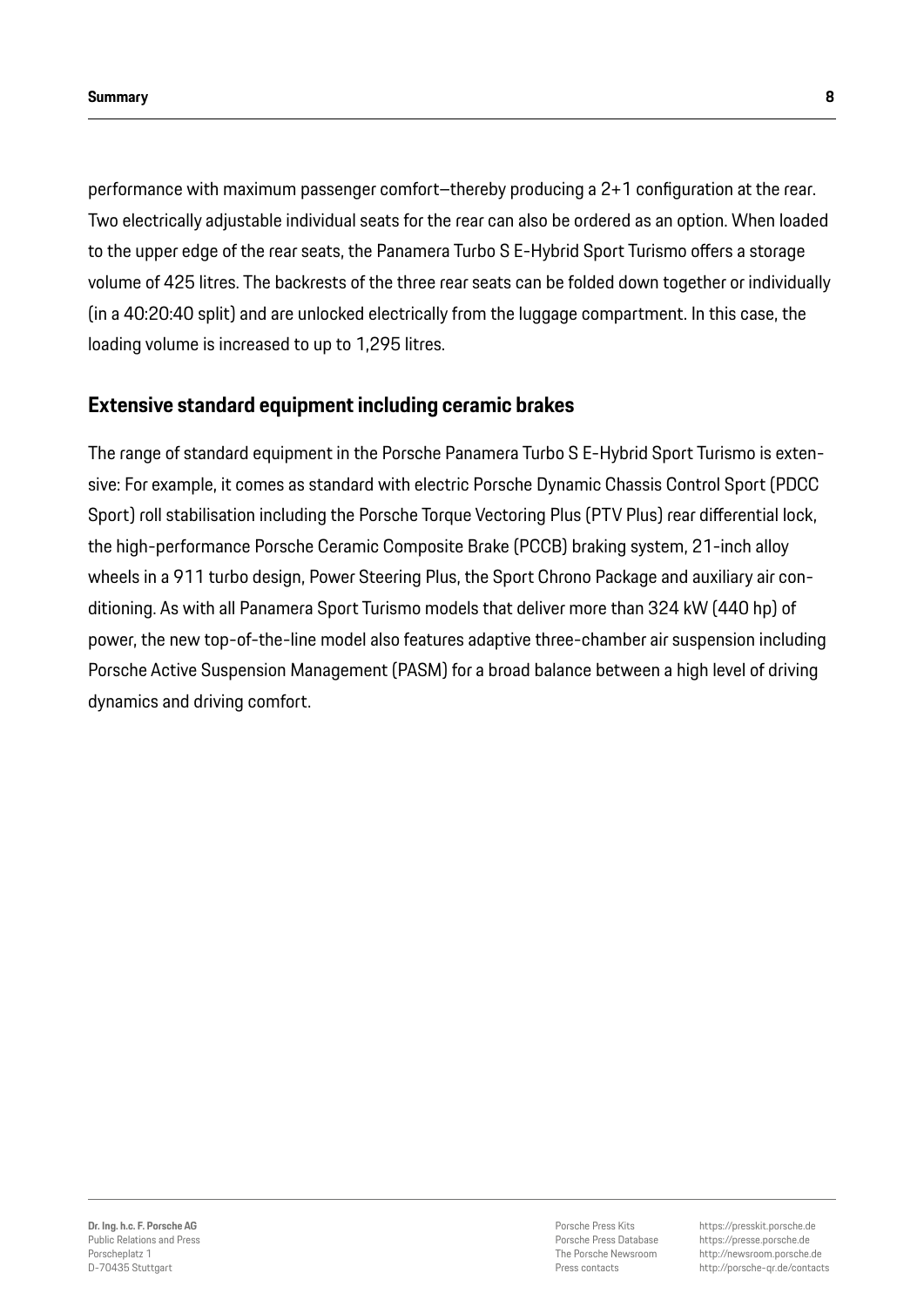performance with maximum passenger comfort—thereby producing a 2+1 configuration at the rear. Two electrically adjustable individual seats for the rear can also be ordered as an option. When loaded to the upper edge of the rear seats, the Panamera Turbo S E-Hybrid Sport Turismo offers a storage volume of 425 litres. The backrests of the three rear seats can be folded down together or individually (in a 40:20:40 split) and are unlocked electrically from the luggage compartment. In this case, the loading volume is increased to up to 1,295 litres.

## Extensive standard equipment including ceramic brakes

The range of standard equipment in the Porsche Panamera Turbo S E-Hybrid Sport Turismo is extensive: For example, it comes as standard with electric Porsche Dynamic Chassis Control Sport (PDCC Sport) roll stabilisation including the Porsche Torque Vectoring Plus (PTV Plus) rear differential lock, the high-performance Porsche Ceramic Composite Brake (PCCB) braking system, 21-inch alloy wheels in a 911 turbo design, Power Steering Plus, the Sport Chrono Package and auxiliary air conditioning. As with all Panamera Sport Turismo models that deliver more than 324 kW (440 hp) of power, the new top-of-the-line model also features adaptive three-chamber air suspension including Porsche Active Suspension Management (PASM) for a broad balance between a high level of driving dynamics and driving comfort.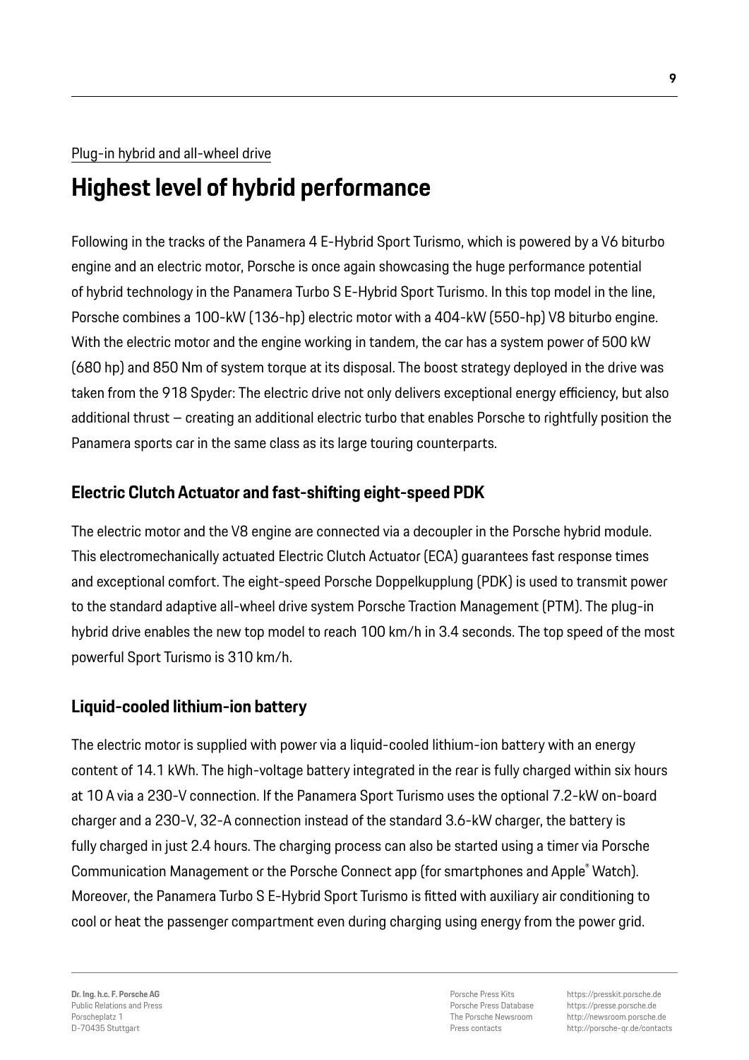Plug-in hybrid and all-wheel drive

# Highest level of hybrid performance

Following in the tracks of the Panamera 4 E-Hybrid Sport Turismo, which is powered by a V6 biturbo engine and an electric motor, Porsche is once again showcasing the huge performance potential of hybrid technology in the Panamera Turbo S E-Hybrid Sport Turismo. In this top model in the line, Porsche combines a 100-kW (136-hp) electric motor with a 404-kW (550-hp) V8 biturbo engine. With the electric motor and the engine working in tandem, the car has a system power of 500 kW (680 hp) and 850 Nm of system torque at its disposal. The boost strategy deployed in the drive was taken from the 918 Spyder: The electric drive not only delivers exceptional energy efficiency, but also additional thrust – creating an additional electric turbo that enables Porsche to rightfully position the Panamera sports car in the same class as its large touring counterparts.

## Electric Clutch Actuator and fast-shifting eight-speed PDK

The electric motor and the V8 engine are connected via a decoupler in the Porsche hybrid module. This electromechanically actuated Electric Clutch Actuator (ECA) guarantees fast response times and exceptional comfort. The eight-speed Porsche Doppelkupplung (PDK) is used to transmit power to the standard adaptive all-wheel drive system Porsche Traction Management (PTM). The plug-in hybrid drive enables the new top model to reach 100 km/h in 3.4 seconds. The top speed of the most powerful Sport Turismo is 310 km/h.

## Liquid-cooled lithium-ion battery

The electric motor is supplied with power via a liquid-cooled lithium-ion battery with an energy content of 14.1 kWh. The high-voltage battery integrated in the rear is fully charged within six hours at 10 A via a 230-V connection. If the Panamera Sport Turismo uses the optional 7.2-kW on-board charger and a 230-V, 32-A connection instead of the standard 3.6-kW charger, the battery is fully charged in just 2.4 hours. The charging process can also be started using a timer via Porsche Communication Management or the Porsche Connect app (for smartphones and Apple® Watch). Moreover, the Panamera Turbo S E-Hybrid Sport Turismo is fitted with auxiliary air conditioning to cool or heat the passenger compartment even during charging using energy from the power grid.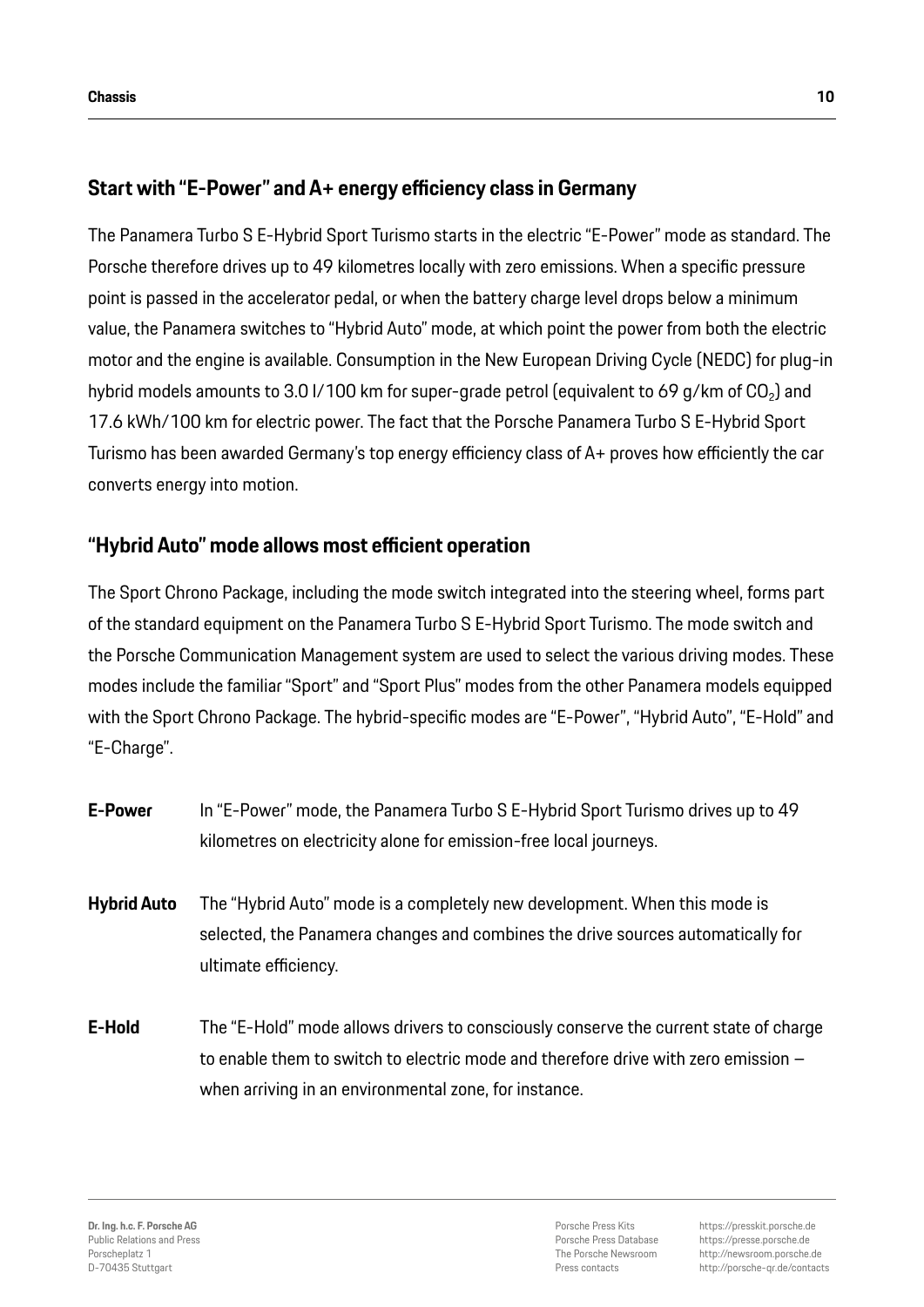## Start with "E-Power" and A+ energy efficiency class in Germany

The Panamera Turbo S E-Hybrid Sport Turismo starts in the electric "E-Power" mode as standard. The Porsche therefore drives up to 49 kilometres locally with zero emissions. When a specific pressure point is passed in the accelerator pedal, or when the battery charge level drops below a minimum value, the Panamera switches to "Hybrid Auto" mode, at which point the power from both the electric motor and the engine is available. Consumption in the New European Driving Cycle (NEDC) for plug-in hybrid models amounts to 3.0 l/100 km for super-grade petrol (equivalent to 69 g/km of $CO_2$) and 17.6 kWh/100 km for electric power. The fact that the Porsche Panamera Turbo S E-Hybrid Sport Turismo has been awarded Germany's top energy efficiency class of A+ proves how efficiently the car converts energy into motion.

## "Hybrid Auto" mode allows most efficient operation

The Sport Chrono Package, including the mode switch integrated into the steering wheel, forms part of the standard equipment on the Panamera Turbo S E-Hybrid Sport Turismo. The mode switch and the Porsche Communication Management system are used to select the various driving modes. These modes include the familiar "Sport" and "Sport Plus" modes from the other Panamera models equipped with the Sport Chrono Package. The hybrid-specific modes are "E-Power", "Hybrid Auto", "E-Hold" and "E-Charge".

**E-Power** In "E-Power" mode, the Panamera Turbo S E-Hybrid Sport Turismo drives up to 49 kilometres on electricity alone for emission-free local journeys.

**Hybrid Auto** The "Hybrid Auto" mode is a completely new development. When this mode is selected, the Panamera changes and combines the drive sources automatically for ultimate efficiency.

**E-Hold** The "E-Hold" mode allows drivers to consciously conserve the current state of charge to enable them to switch to electric mode and therefore drive with zero emission – when arriving in an environmental zone, for instance.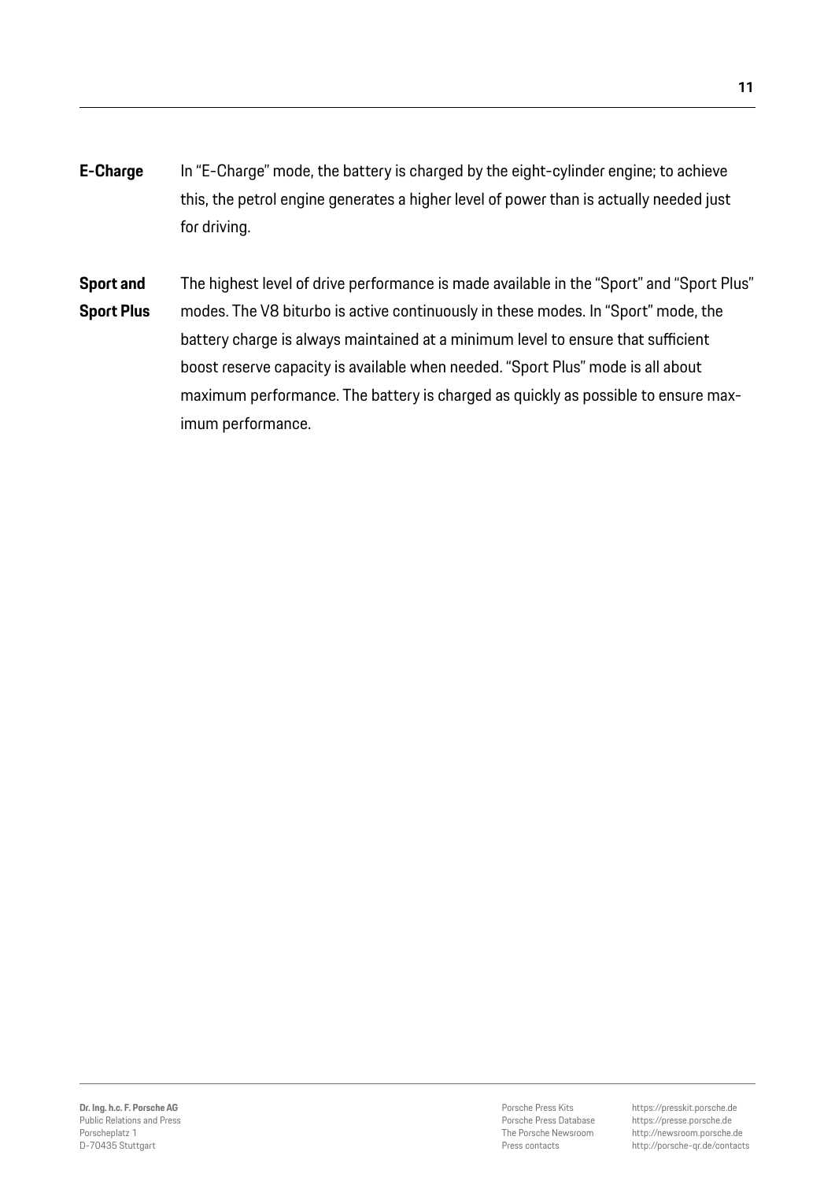**E-Charge**

In "E-Charge" mode, the battery is charged by the eight-cylinder engine; to achieve this, the petrol engine generates a higher level of power than is actually needed just for driving.

**Sport and Sport Plus**

The highest level of drive performance is made available in the "Sport" and "Sport Plus" modes. The V8 biturbo is active continuously in these modes. In "Sport" mode, the battery charge is always maintained at a minimum level to ensure that sufficient boost reserve capacity is available when needed. "Sport Plus" mode is all about maximum performance. The battery is charged as quickly as possible to ensure maximum performance.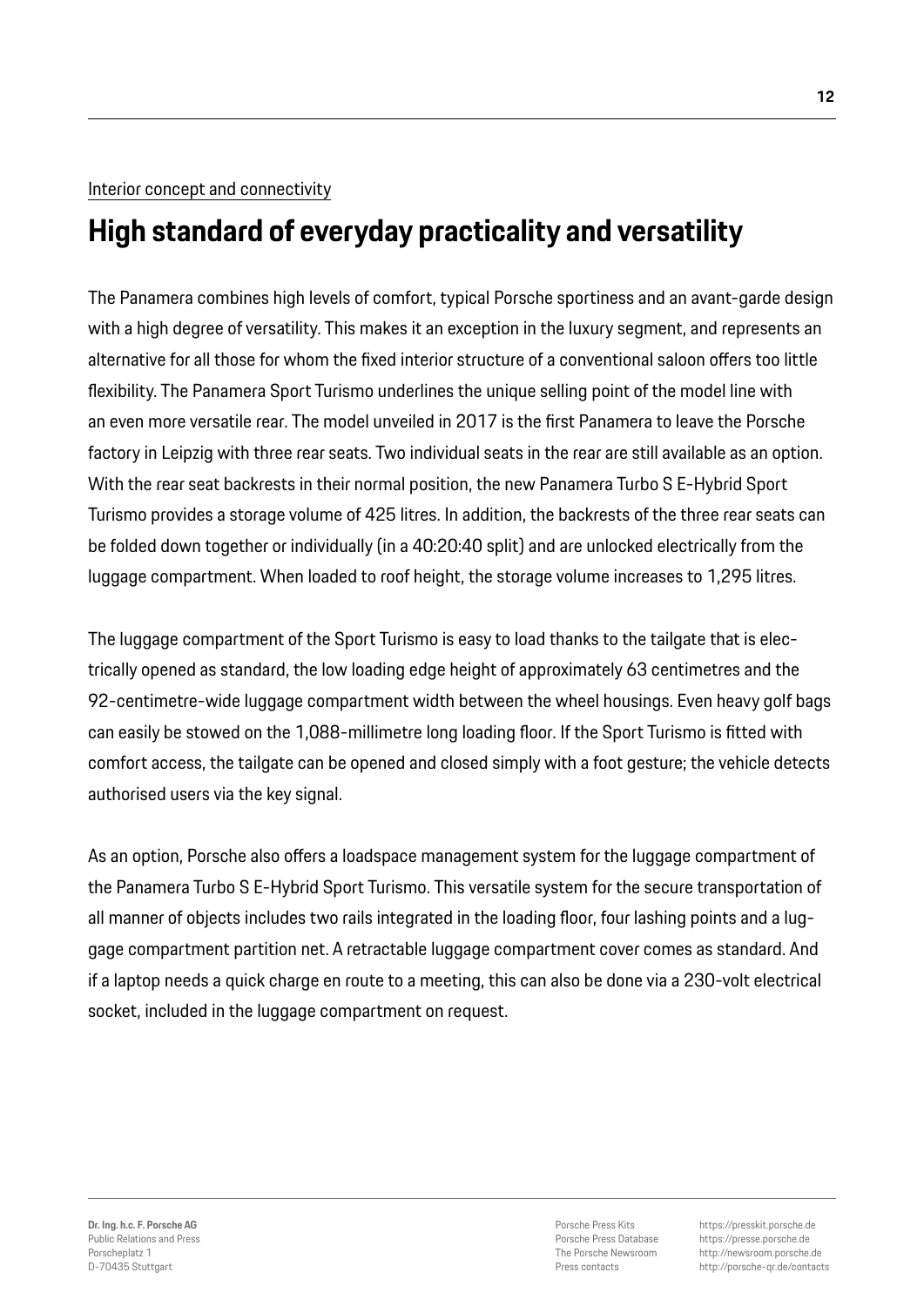Interior concept and connectivity

# High standard of everyday practicality and versatility

The Panamera combines high levels of comfort, typical Porsche sportiness and an avant-garde design with a high degree of versatility. This makes it an exception in the luxury segment, and represents an alternative for all those for whom the fixed interior structure of a conventional saloon offers too little flexibility. The Panamera Sport Turismo underlines the unique selling point of the model line with an even more versatile rear. The model unveiled in 2017 is the first Panamera to leave the Porsche factory in Leipzig with three rear seats. Two individual seats in the rear are still available as an option. With the rear seat backrests in their normal position, the new Panamera Turbo S E-Hybrid Sport Turismo provides a storage volume of 425 litres. In addition, the backrests of the three rear seats can be folded down together or individually (in a 40:20:40 split) and are unlocked electrically from the luggage compartment. When loaded to roof height, the storage volume increases to 1,295 litres.

The luggage compartment of the Sport Turismo is easy to load thanks to the tailgate that is electrically opened as standard, the low loading edge height of approximately 63 centimetres and the 92-centimetre-wide luggage compartment width between the wheel housings. Even heavy golf bags can easily be stowed on the 1,088-millimetre long loading floor. If the Sport Turismo is fitted with comfort access, the tailgate can be opened and closed simply with a foot gesture; the vehicle detects authorised users via the key signal.

As an option, Porsche also offers a loadspace management system for the luggage compartment of the Panamera Turbo S E-Hybrid Sport Turismo. This versatile system for the secure transportation of all manner of objects includes two rails integrated in the loading floor, four lashing points and a luggage compartment partition net. A retractable luggage compartment cover comes as standard. And if a laptop needs a quick charge en route to a meeting, this can also be done via a 230-volt electrical socket, included in the luggage compartment on request.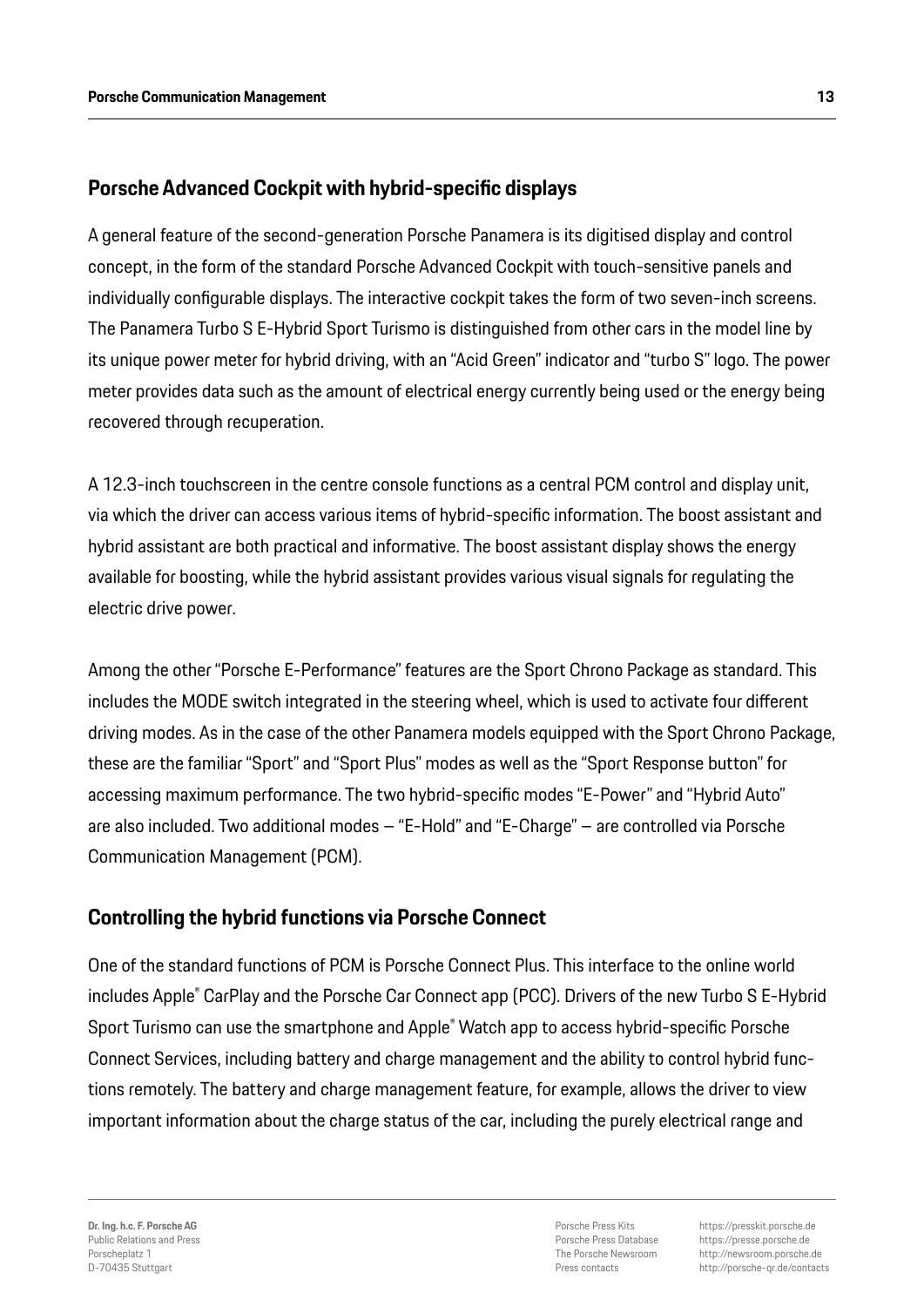## Porsche Advanced Cockpit with hybrid-specific displays

A general feature of the second-generation Porsche Panamera is its digitised display and control concept, in the form of the standard Porsche Advanced Cockpit with touch-sensitive panels and individually configurable displays. The interactive cockpit takes the form of two seven-inch screens. The Panamera Turbo S E-Hybrid Sport Turismo is distinguished from other cars in the model line by its unique power meter for hybrid driving, with an "Acid Green" indicator and "turbo S" logo. The power meter provides data such as the amount of electrical energy currently being used or the energy being recovered through recuperation.

A 12.3-inch touchscreen in the centre console functions as a central PCM control and display unit, via which the driver can access various items of hybrid-specific information. The boost assistant and hybrid assistant are both practical and informative. The boost assistant display shows the energy available for boosting, while the hybrid assistant provides various visual signals for regulating the electric drive power.

Among the other "Porsche E-Performance" features are the Sport Chrono Package as standard. This includes the MODE switch integrated in the steering wheel, which is used to activate four different driving modes. As in the case of the other Panamera models equipped with the Sport Chrono Package, these are the familiar "Sport" and "Sport Plus" modes as well as the "Sport Response button" for accessing maximum performance. The two hybrid-specific modes "E-Power" and "Hybrid Auto" are also included. Two additional modes – "E-Hold" and "E-Charge" – are controlled via Porsche Communication Management (PCM).

## Controlling the hybrid functions via Porsche Connect

One of the standard functions of PCM is Porsche Connect Plus. This interface to the online world includes Apple® CarPlay and the Porsche Car Connect app (PCC). Drivers of the new Turbo S E-Hybrid Sport Turismo can use the smartphone and Apple® Watch app to access hybrid-specific Porsche Connect Services, including battery and charge management and the ability to control hybrid functions remotely. The battery and charge management feature, for example, allows the driver to view important information about the charge status of the car, including the purely electrical range and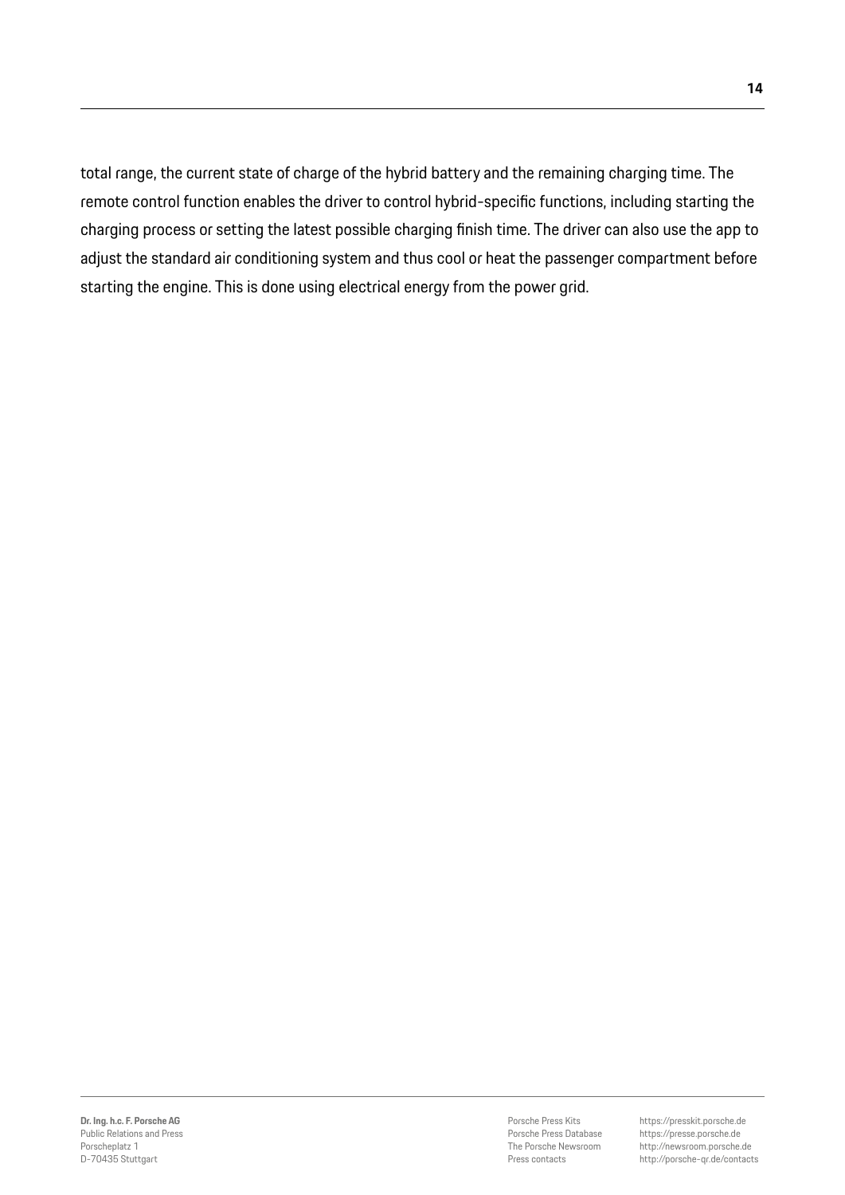total range, the current state of charge of the hybrid battery and the remaining charging time. The remote control function enables the driver to control hybrid-specific functions, including starting the charging process or setting the latest possible charging finish time. The driver can also use the app to adjust the standard air conditioning system and thus cool or heat the passenger compartment before starting the engine. This is done using electrical energy from the power grid.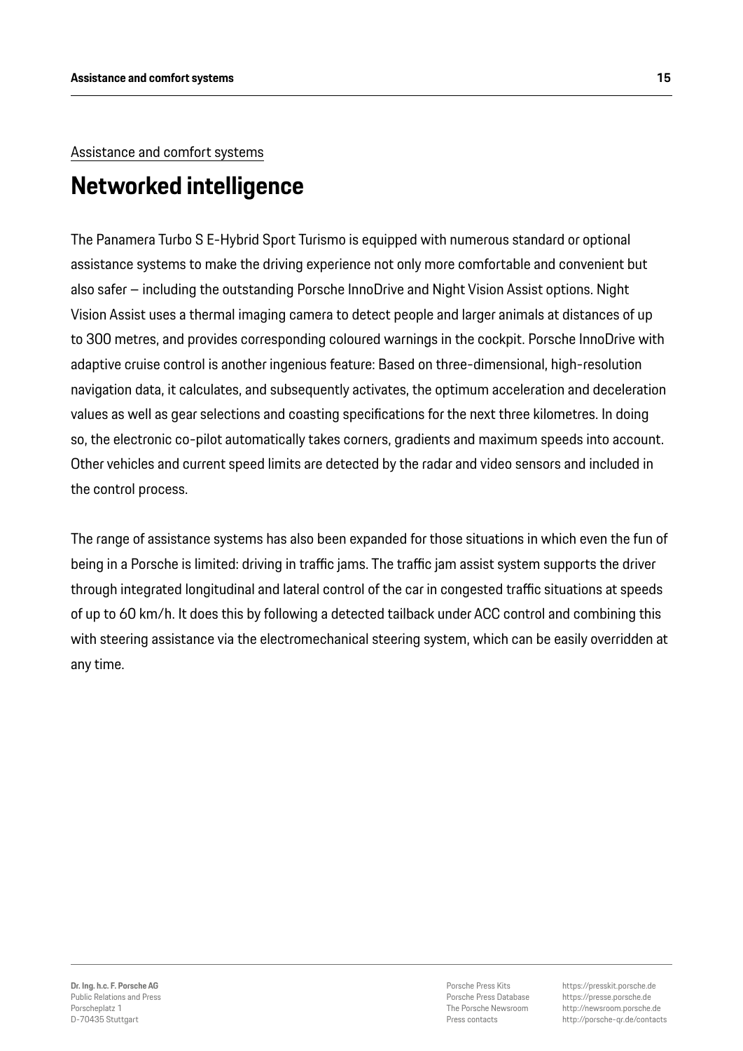Assistance and comfort systems

# Networked intelligence

The Panamera Turbo S E-Hybrid Sport Turismo is equipped with numerous standard or optional assistance systems to make the driving experience not only more comfortable and convenient but also safer – including the outstanding Porsche InnoDrive and Night Vision Assist options. Night Vision Assist uses a thermal imaging camera to detect people and larger animals at distances of up to 300 metres, and provides corresponding coloured warnings in the cockpit. Porsche InnoDrive with adaptive cruise control is another ingenious feature: Based on three-dimensional, high-resolution navigation data, it calculates, and subsequently activates, the optimum acceleration and deceleration values as well as gear selections and coasting specifications for the next three kilometres. In doing so, the electronic co-pilot automatically takes corners, gradients and maximum speeds into account. Other vehicles and current speed limits are detected by the radar and video sensors and included in the control process.

The range of assistance systems has also been expanded for those situations in which even the fun of being in a Porsche is limited: driving in traffic jams. The traffic jam assist system supports the driver through integrated longitudinal and lateral control of the car in congested traffic situations at speeds of up to 60 km/h. It does this by following a detected tailback under ACC control and combining this with steering assistance via the electromechanical steering system, which can be easily overridden at any time.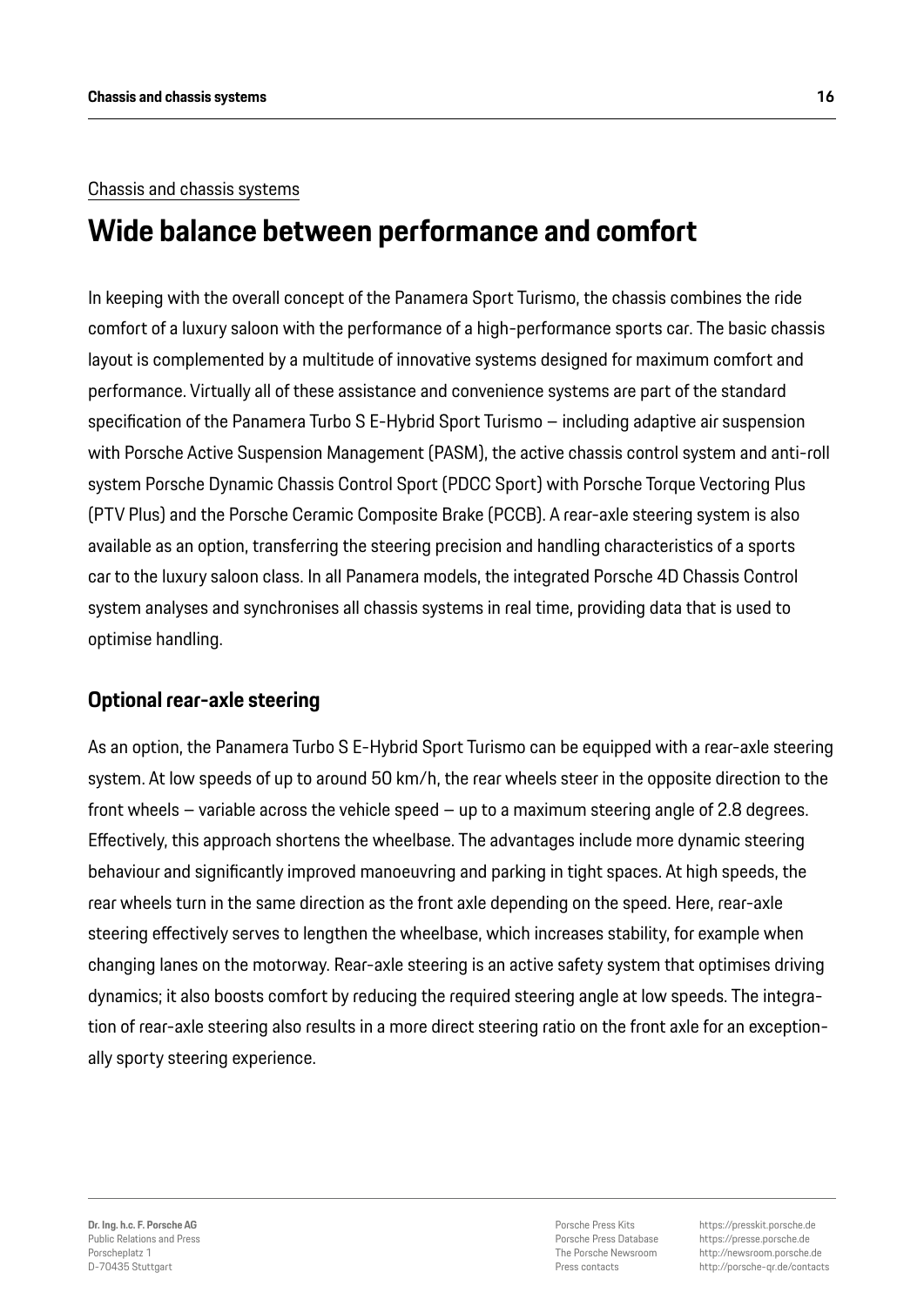Chassis and chassis systems

# Wide balance between performance and comfort

In keeping with the overall concept of the Panamera Sport Turismo, the chassis combines the ride comfort of a luxury saloon with the performance of a high-performance sports car. The basic chassis layout is complemented by a multitude of innovative systems designed for maximum comfort and performance. Virtually all of these assistance and convenience systems are part of the standard specification of the Panamera Turbo S E-Hybrid Sport Turismo – including adaptive air suspension with Porsche Active Suspension Management (PASM), the active chassis control system and anti-roll system Porsche Dynamic Chassis Control Sport (PDCC Sport) with Porsche Torque Vectoring Plus (PTV Plus) and the Porsche Ceramic Composite Brake (PCCB). A rear-axle steering system is also available as an option, transferring the steering precision and handling characteristics of a sports car to the luxury saloon class. In all Panamera models, the integrated Porsche 4D Chassis Control system analyses and synchronises all chassis systems in real time, providing data that is used to optimise handling.

## Optional rear-axle steering

As an option, the Panamera Turbo S E-Hybrid Sport Turismo can be equipped with a rear-axle steering system. At low speeds of up to around 50 km/h, the rear wheels steer in the opposite direction to the front wheels – variable across the vehicle speed – up to a maximum steering angle of 2.8 degrees. Effectively, this approach shortens the wheelbase. The advantages include more dynamic steering behaviour and significantly improved manoeuvring and parking in tight spaces. At high speeds, the rear wheels turn in the same direction as the front axle depending on the speed. Here, rear-axle steering effectively serves to lengthen the wheelbase, which increases stability, for example when changing lanes on the motorway. Rear-axle steering is an active safety system that optimises driving dynamics; it also boosts comfort by reducing the required steering angle at low speeds. The integration of rear-axle steering also results in a more direct steering ratio on the front axle for an exceptionally sporty steering experience.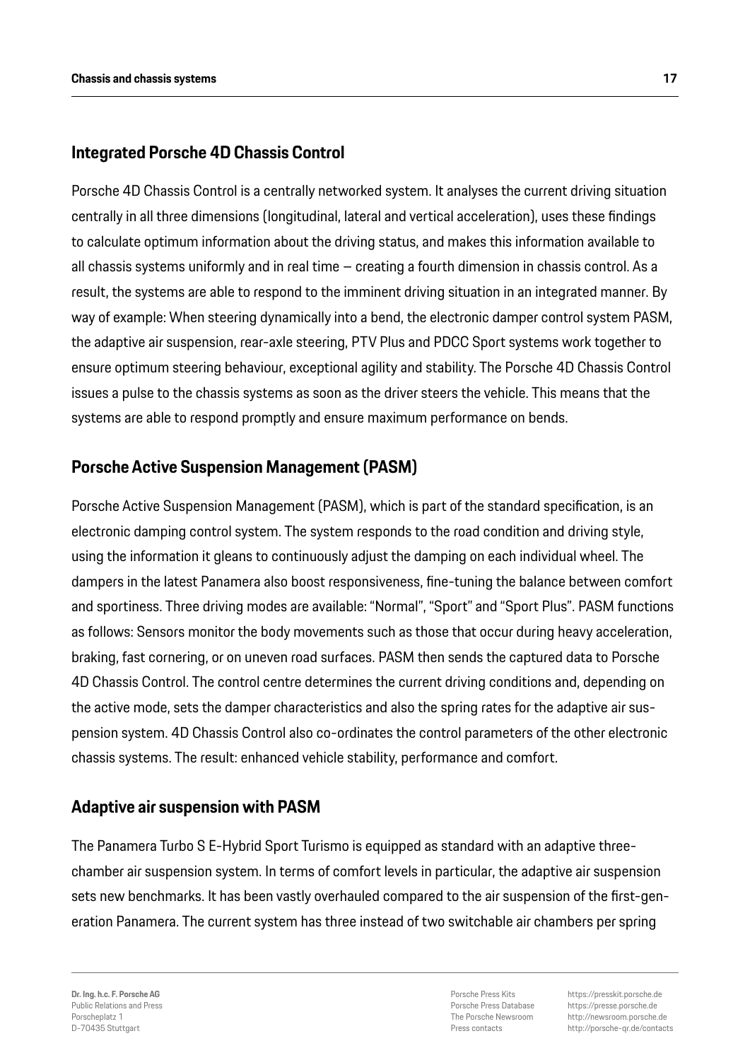## Integrated Porsche 4D Chassis Control

Porsche 4D Chassis Control is a centrally networked system. It analyses the current driving situation centrally in all three dimensions (longitudinal, lateral and vertical acceleration), uses these findings to calculate optimum information about the driving status, and makes this information available to all chassis systems uniformly and in real time – creating a fourth dimension in chassis control. As a result, the systems are able to respond to the imminent driving situation in an integrated manner. By way of example: When steering dynamically into a bend, the electronic damper control system PASM, the adaptive air suspension, rear-axle steering, PTV Plus and PDCC Sport systems work together to ensure optimum steering behaviour, exceptional agility and stability. The Porsche 4D Chassis Control issues a pulse to the chassis systems as soon as the driver steers the vehicle. This means that the systems are able to respond promptly and ensure maximum performance on bends.

## Porsche Active Suspension Management (PASM)

Porsche Active Suspension Management (PASM), which is part of the standard specification, is an electronic damping control system. The system responds to the road condition and driving style, using the information it gleans to continuously adjust the damping on each individual wheel. The dampers in the latest Panamera also boost responsiveness, fine-tuning the balance between comfort and sportiness. Three driving modes are available: "Normal", "Sport" and "Sport Plus". PASM functions as follows: Sensors monitor the body movements such as those that occur during heavy acceleration, braking, fast cornering, or on uneven road surfaces. PASM then sends the captured data to Porsche 4D Chassis Control. The control centre determines the current driving conditions and, depending on the active mode, sets the damper characteristics and also the spring rates for the adaptive air suspension system. 4D Chassis Control also co-ordinates the control parameters of the other electronic chassis systems. The result: enhanced vehicle stability, performance and comfort.

## Adaptive air suspension with PASM

The Panamera Turbo S E-Hybrid Sport Turismo is equipped as standard with an adaptive three-chamber air suspension system. In terms of comfort levels in particular, the adaptive air suspension sets new benchmarks. It has been vastly overhauled compared to the air suspension of the first-generation Panamera. The current system has three instead of two switchable air chambers per spring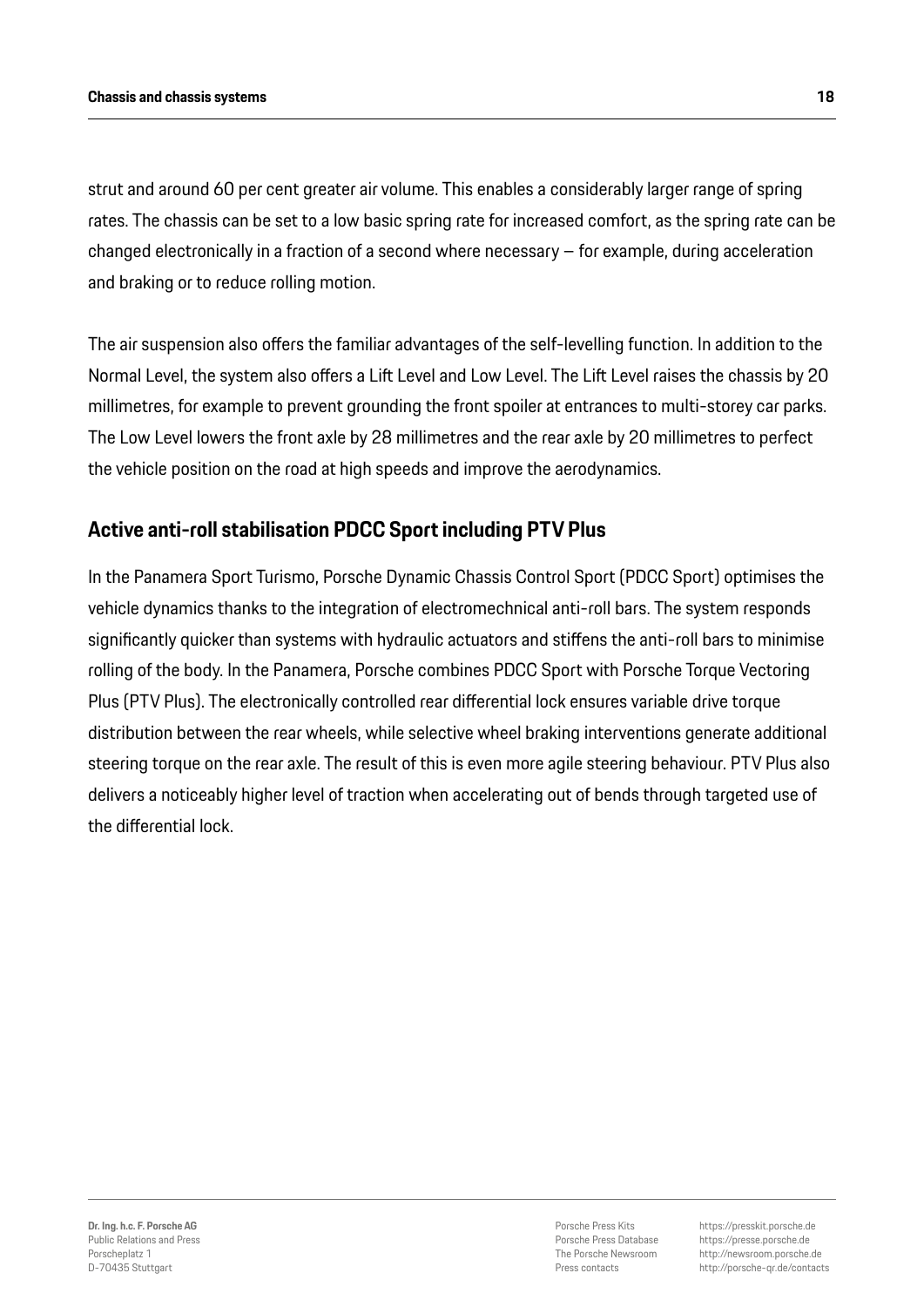strut and around 60 per cent greater air volume. This enables a considerably larger range of spring rates. The chassis can be set to a low basic spring rate for increased comfort, as the spring rate can be changed electronically in a fraction of a second where necessary – for example, during acceleration and braking or to reduce rolling motion.

The air suspension also offers the familiar advantages of the self-levelling function. In addition to the Normal Level, the system also offers a Lift Level and Low Level. The Lift Level raises the chassis by 20 millimetres, for example to prevent grounding the front spoiler at entrances to multi-storey car parks. The Low Level lowers the front axle by 28 millimetres and the rear axle by 20 millimetres to perfect the vehicle position on the road at high speeds and improve the aerodynamics.

## Active anti-roll stabilisation PDCC Sport including PTV Plus

In the Panamera Sport Turismo, Porsche Dynamic Chassis Control Sport (PDCC Sport) optimises the vehicle dynamics thanks to the integration of electromechnical anti-roll bars. The system responds significantly quicker than systems with hydraulic actuators and stiffens the anti-roll bars to minimise rolling of the body. In the Panamera, Porsche combines PDCC Sport with Porsche Torque Vectoring Plus (PTV Plus). The electronically controlled rear differential lock ensures variable drive torque distribution between the rear wheels, while selective wheel braking interventions generate additional steering torque on the rear axle. The result of this is even more agile steering behaviour. PTV Plus also delivers a noticeably higher level of traction when accelerating out of bends through targeted use of the differential lock.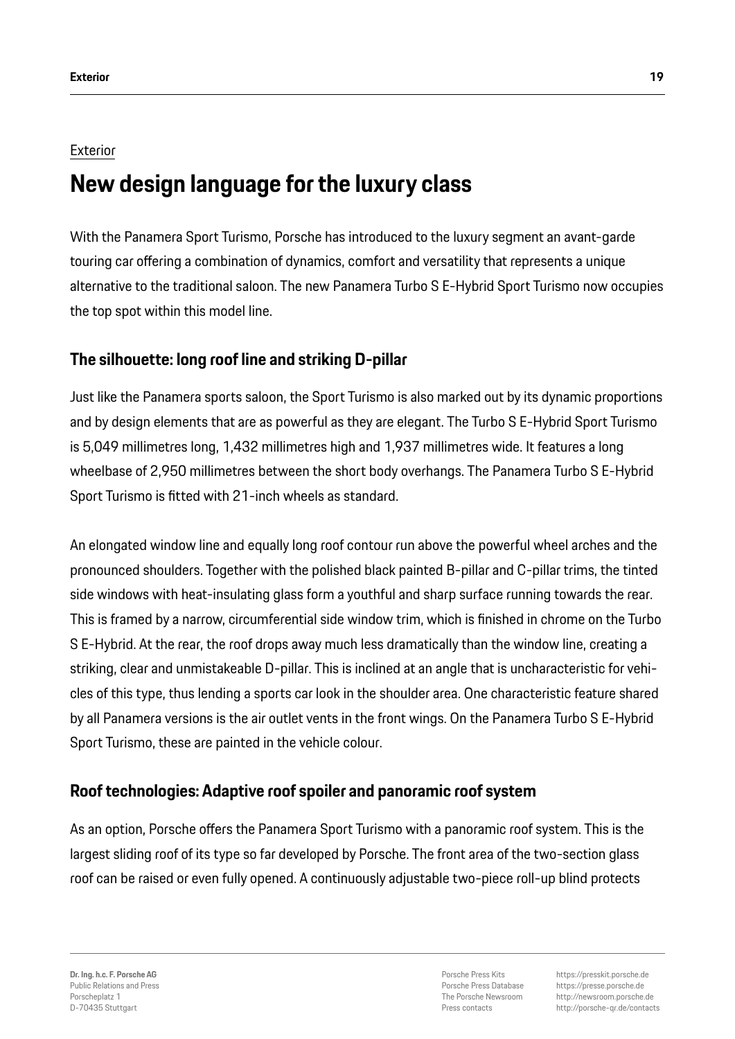Exterior

# New design language for the luxury class

With the Panamera Sport Turismo, Porsche has introduced to the luxury segment an avant-garde touring car offering a combination of dynamics, comfort and versatility that represents a unique alternative to the traditional saloon. The new Panamera Turbo S E-Hybrid Sport Turismo now occupies the top spot within this model line.

## The silhouette: long roof line and striking D-pillar

Just like the Panamera sports saloon, the Sport Turismo is also marked out by its dynamic proportions and by design elements that are as powerful as they are elegant. The Turbo S E-Hybrid Sport Turismo is 5,049 millimetres long, 1,432 millimetres high and 1,937 millimetres wide. It features a long wheelbase of 2,950 millimetres between the short body overhangs. The Panamera Turbo S E-Hybrid Sport Turismo is fitted with 21-inch wheels as standard.

An elongated window line and equally long roof contour run above the powerful wheel arches and the pronounced shoulders. Together with the polished black painted B-pillar and C-pillar trims, the tinted side windows with heat-insulating glass form a youthful and sharp surface running towards the rear. This is framed by a narrow, circumferential side window trim, which is finished in chrome on the Turbo S E-Hybrid. At the rear, the roof drops away much less dramatically than the window line, creating a striking, clear and unmistakeable D-pillar. This is inclined at an angle that is uncharacteristic for vehicles of this type, thus lending a sports car look in the shoulder area. One characteristic feature shared by all Panamera versions is the air outlet vents in the front wings. On the Panamera Turbo S E-Hybrid Sport Turismo, these are painted in the vehicle colour.

## Roof technologies: Adaptive roof spoiler and panoramic roof system

As an option, Porsche offers the Panamera Sport Turismo with a panoramic roof system. This is the largest sliding roof of its type so far developed by Porsche. The front area of the two-section glass roof can be raised or even fully opened. A continuously adjustable two-piece roll-up blind protects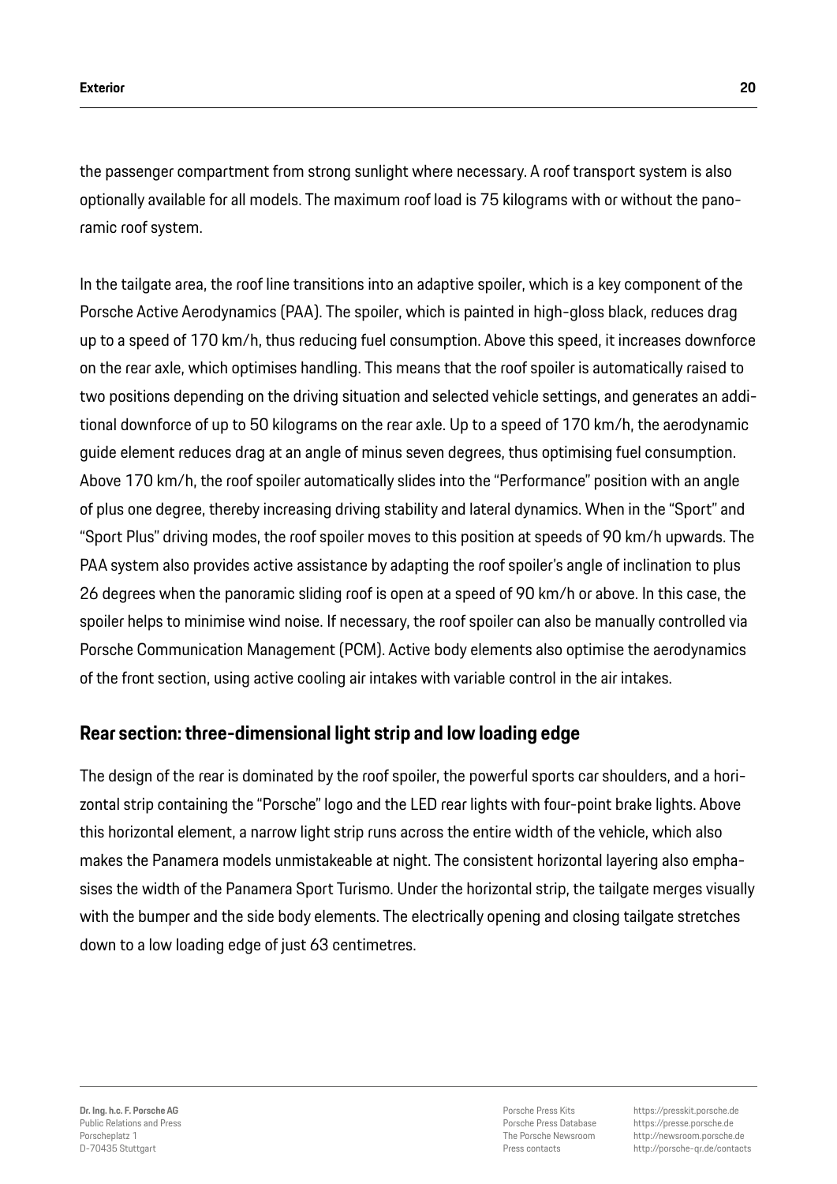the passenger compartment from strong sunlight where necessary. A roof transport system is also optionally available for all models. The maximum roof load is 75 kilograms with or without the panoramic roof system.

In the tailgate area, the roof line transitions into an adaptive spoiler, which is a key component of the Porsche Active Aerodynamics (PAA). The spoiler, which is painted in high-gloss black, reduces drag up to a speed of 170 km/h, thus reducing fuel consumption. Above this speed, it increases downforce on the rear axle, which optimises handling. This means that the roof spoiler is automatically raised to two positions depending on the driving situation and selected vehicle settings, and generates an additional downforce of up to 50 kilograms on the rear axle. Up to a speed of 170 km/h, the aerodynamic guide element reduces drag at an angle of minus seven degrees, thus optimising fuel consumption. Above 170 km/h, the roof spoiler automatically slides into the "Performance" position with an angle of plus one degree, thereby increasing driving stability and lateral dynamics. When in the "Sport" and "Sport Plus" driving modes, the roof spoiler moves to this position at speeds of 90 km/h upwards. The PAA system also provides active assistance by adapting the roof spoiler's angle of inclination to plus 26 degrees when the panoramic sliding roof is open at a speed of 90 km/h or above. In this case, the spoiler helps to minimise wind noise. If necessary, the roof spoiler can also be manually controlled via Porsche Communication Management (PCM). Active body elements also optimise the aerodynamics of the front section, using active cooling air intakes with variable control in the air intakes.

## Rear section: three-dimensional light strip and low loading edge

The design of the rear is dominated by the roof spoiler, the powerful sports car shoulders, and a horizontal strip containing the "Porsche" logo and the LED rear lights with four-point brake lights. Above this horizontal element, a narrow light strip runs across the entire width of the vehicle, which also makes the Panamera models unmistakeable at night. The consistent horizontal layering also emphasises the width of the Panamera Sport Turismo. Under the horizontal strip, the tailgate merges visually with the bumper and the side body elements. The electrically opening and closing tailgate stretches down to a low loading edge of just 63 centimetres.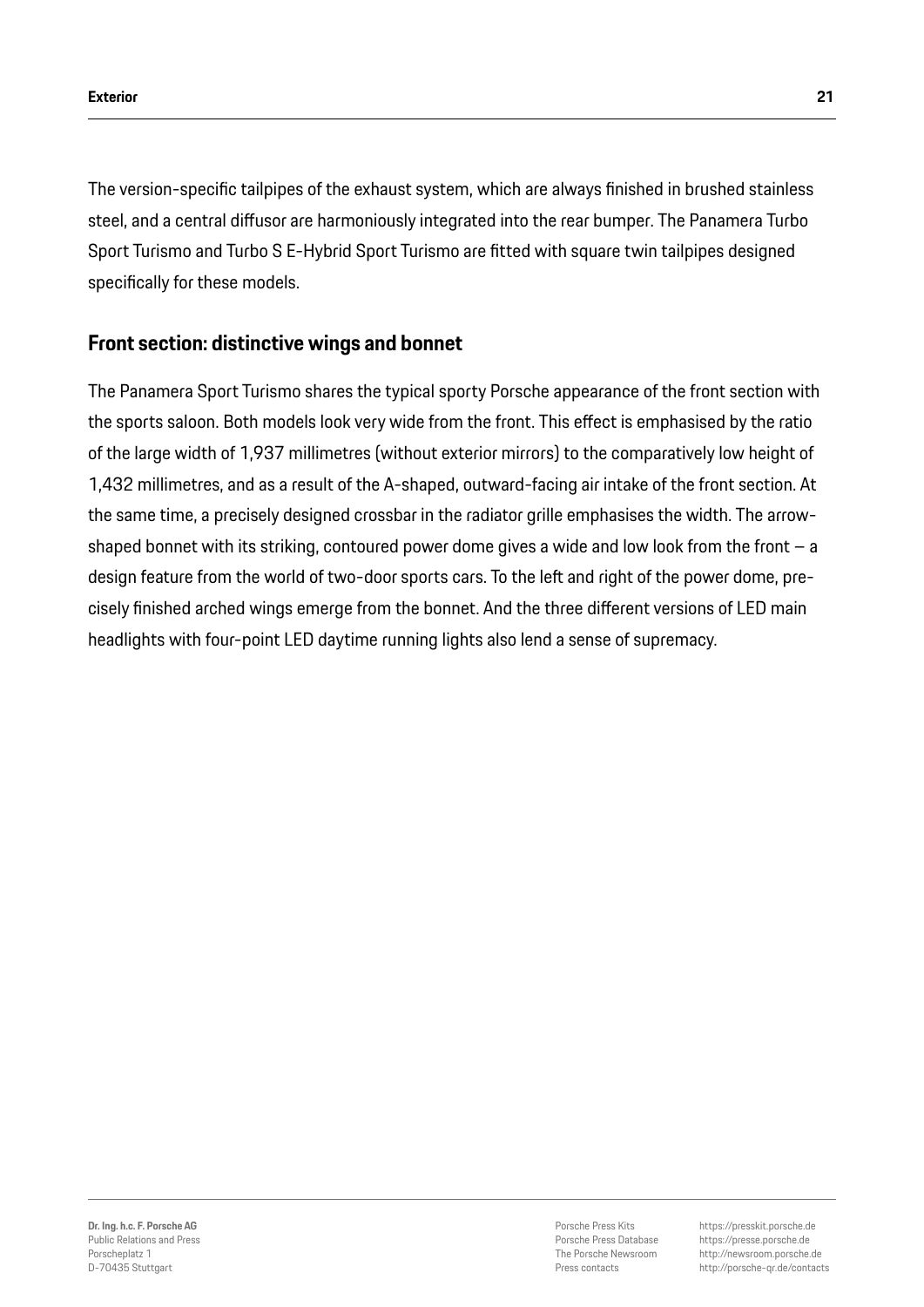The version-specific tailpipes of the exhaust system, which are always finished in brushed stainless steel, and a central diffusor are harmoniously integrated into the rear bumper. The Panamera Turbo Sport Turismo and Turbo S E-Hybrid Sport Turismo are fitted with square twin tailpipes designed specifically for these models.

## Front section: distinctive wings and bonnet

The Panamera Sport Turismo shares the typical sporty Porsche appearance of the front section with the sports saloon. Both models look very wide from the front. This effect is emphasised by the ratio of the large width of 1,937 millimetres (without exterior mirrors) to the comparatively low height of 1,432 millimetres, and as a result of the A-shaped, outward-facing air intake of the front section. At the same time, a precisely designed crossbar in the radiator grille emphasises the width. The arrow-shaped bonnet with its striking, contoured power dome gives a wide and low look from the front – a design feature from the world of two-door sports cars. To the left and right of the power dome, precisely finished arched wings emerge from the bonnet. And the three different versions of LED main headlights with four-point LED daytime running lights also lend a sense of supremacy.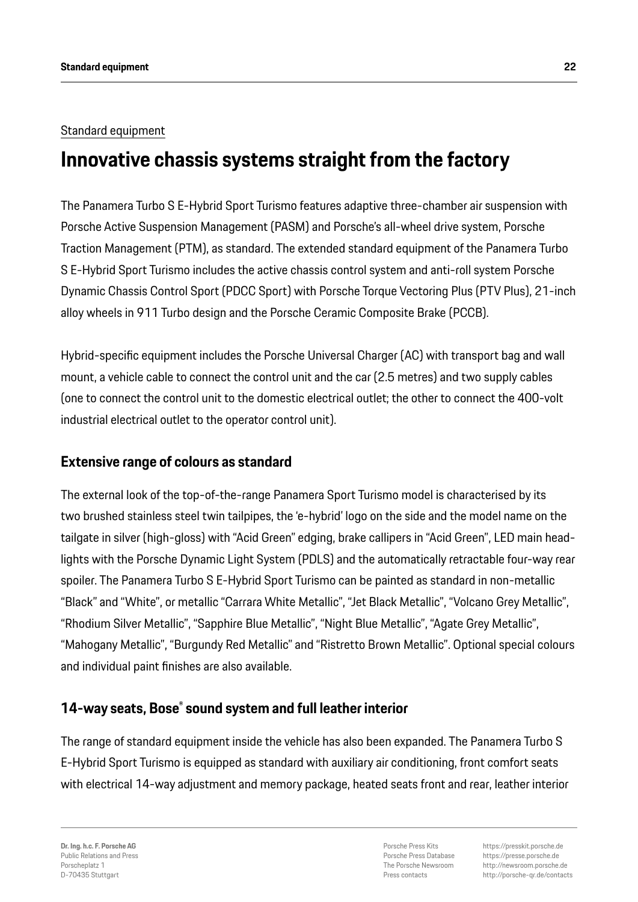Standard equipment

# Innovative chassis systems straight from the factory

The Panamera Turbo S E-Hybrid Sport Turismo features adaptive three-chamber air suspension with Porsche Active Suspension Management (PASM) and Porsche's all-wheel drive system, Porsche Traction Management (PTM), as standard. The extended standard equipment of the Panamera Turbo S E-Hybrid Sport Turismo includes the active chassis control system and anti-roll system Porsche Dynamic Chassis Control Sport (PDCC Sport) with Porsche Torque Vectoring Plus (PTV Plus), 21-inch alloy wheels in 911 Turbo design and the Porsche Ceramic Composite Brake (PCCB).

Hybrid-specific equipment includes the Porsche Universal Charger (AC) with transport bag and wall mount, a vehicle cable to connect the control unit and the car (2.5 metres) and two supply cables (one to connect the control unit to the domestic electrical outlet; the other to connect the 400-volt industrial electrical outlet to the operator control unit).

## Extensive range of colours as standard

The external look of the top-of-the-range Panamera Sport Turismo model is characterised by its two brushed stainless steel twin tailpipes, the 'e-hybrid' logo on the side and the model name on the tailgate in silver (high-gloss) with "Acid Green" edging, brake callipers in "Acid Green", LED main headlights with the Porsche Dynamic Light System (PDLS) and the automatically retractable four-way rear spoiler. The Panamera Turbo S E-Hybrid Sport Turismo can be painted as standard in non-metallic "Black" and "White", or metallic "Carrara White Metallic", "Jet Black Metallic", "Volcano Grey Metallic", "Rhodium Silver Metallic", "Sapphire Blue Metallic", "Night Blue Metallic", "Agate Grey Metallic", "Mahogany Metallic", "Burgundy Red Metallic" and "Ristretto Brown Metallic". Optional special colours and individual paint finishes are also available.

## 14-way seats, Bose® sound system and full leather interior

The range of standard equipment inside the vehicle has also been expanded. The Panamera Turbo S E-Hybrid Sport Turismo is equipped as standard with auxiliary air conditioning, front comfort seats with electrical 14-way adjustment and memory package, heated seats front and rear, leather interior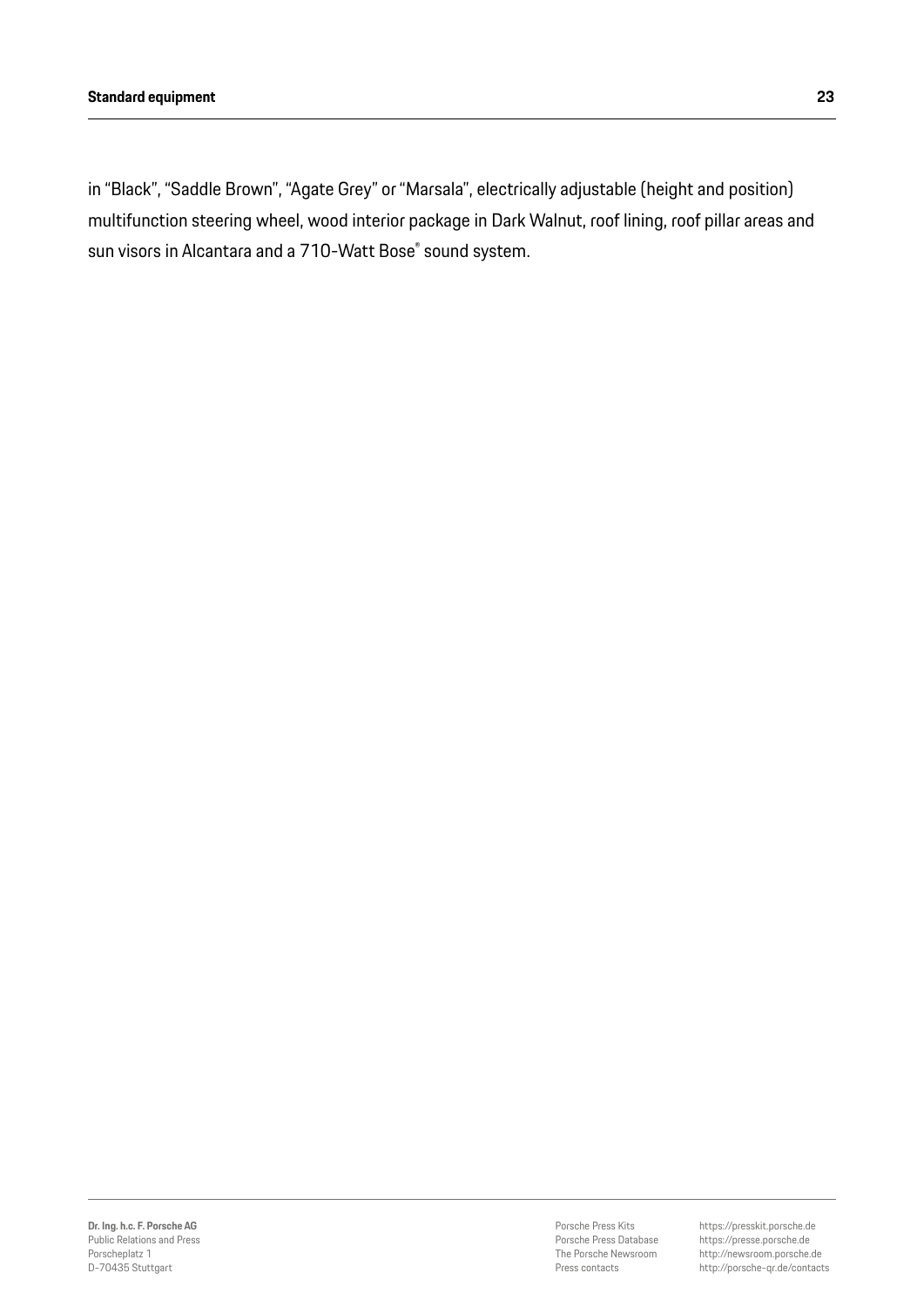in “Black”, “Saddle Brown”, “Agate Grey” or “Marsala”, electrically adjustable (height and position) multifunction steering wheel, wood interior package in Dark Walnut, roof lining, roof pillar areas and sun visors in Alcantara and a 710-Watt Bose® sound system.